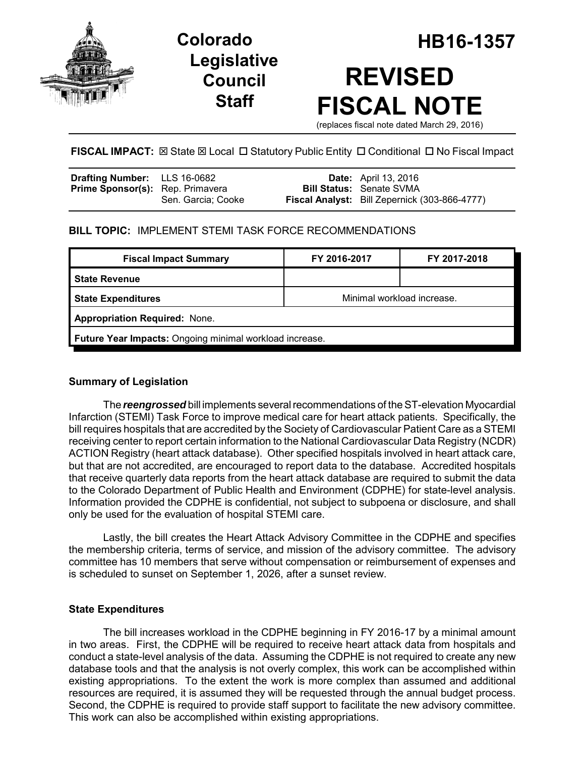# Colorado Legislative Council Staff

# HB16-1357

# REVISED FISCAL NOTE

(replaces fiscal note dated March 29, 2016)

**FISCAL IMPACT:** ☒ State ☒ Local ☐ Statutory Public Entity ☐ Conditional ☐ No Fiscal Impact

| | | | |
|---|---|---|---|
| **Drafting Number:** | LLS 16-0682 | **Date:** | April 13, 2016 |
| **Prime Sponsor(s):** | Rep. Primavera<br>Sen. Garcia; Cooke | **Bill Status:** | Senate SVMA |
| | | **Fiscal Analyst:** | Bill Zepernick (303-866-4777) |

**BILL TOPIC:** IMPLEMENT STEMI TASK FORCE RECOMMENDATIONS

| Fiscal Impact Summary | FY 2016-2017 | FY 2017-2018 |
|---|---|---|
| **State Revenue** | | |
| **State Expenditures** | Minimal workload increase. | |
| **Appropriation Required:** None. | | |
| **Future Year Impacts:** Ongoing minimal workload increase. | | |

### Summary of Legislation

The ***reengrossed*** bill implements several recommendations of the ST-elevation Myocardial Infarction (STEMI) Task Force to improve medical care for heart attack patients. Specifically, the bill requires hospitals that are accredited by the Society of Cardiovascular Patient Care as a STEMI receiving center to report certain information to the National Cardiovascular Data Registry (NCDR) ACTION Registry (heart attack database). Other specified hospitals involved in heart attack care, but that are not accredited, are encouraged to report data to the database. Accredited hospitals that receive quarterly data reports from the heart attack database are required to submit the data to the Colorado Department of Public Health and Environment (CDPHE) for state-level analysis. Information provided the CDPHE is confidential, not subject to subpoena or disclosure, and shall only be used for the evaluation of hospital STEMI care.

Lastly, the bill creates the Heart Attack Advisory Committee in the CDPHE and specifies the membership criteria, terms of service, and mission of the advisory committee. The advisory committee has 10 members that serve without compensation or reimbursement of expenses and is scheduled to sunset on September 1, 2026, after a sunset review.

### State Expenditures

The bill increases workload in the CDPHE beginning in FY 2016-17 by a minimal amount in two areas. First, the CDPHE will be required to receive heart attack data from hospitals and conduct a state-level analysis of the data. Assuming the CDPHE is not required to create any new database tools and that the analysis is not overly complex, this work can be accomplished within existing appropriations. To the extent the work is more complex than assumed and additional resources are required, it is assumed they will be requested through the annual budget process. Second, the CDPHE is required to provide staff support to facilitate the new advisory committee. This work can also be accomplished within existing appropriations.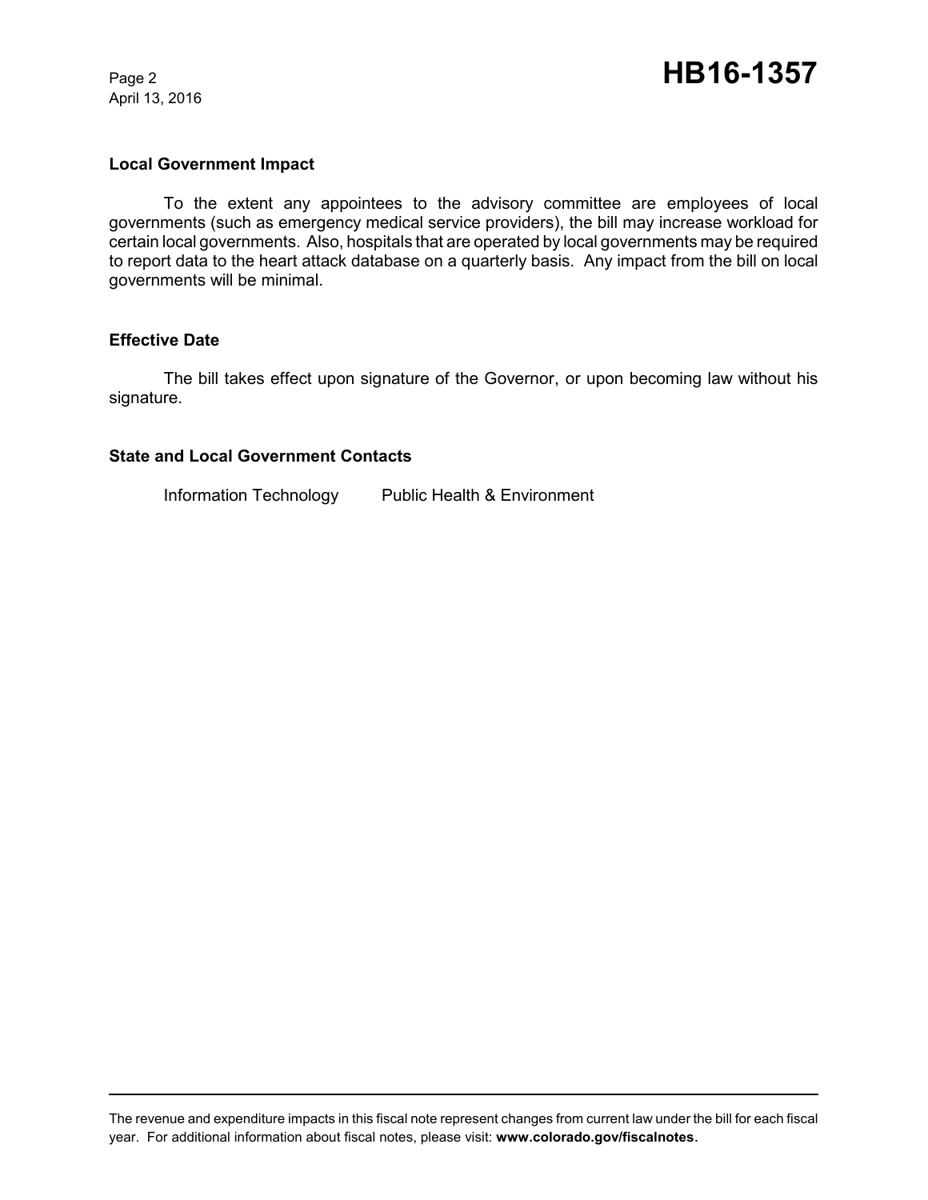## Local Government Impact

To the extent any appointees to the advisory committee are employees of local governments (such as emergency medical service providers), the bill may increase workload for certain local governments. Also, hospitals that are operated by local governments may be required to report data to the heart attack database on a quarterly basis. Any impact from the bill on local governments will be minimal.

## Effective Date

The bill takes effect upon signature of the Governor, or upon becoming law without his signature.

## State and Local Government Contacts

Information Technology    Public Health & Environment

The revenue and expenditure impacts in this fiscal note represent changes from current law under the bill for each fiscal year. For additional information about fiscal notes, please visit: **www.colorado.gov/fiscalnotes.**